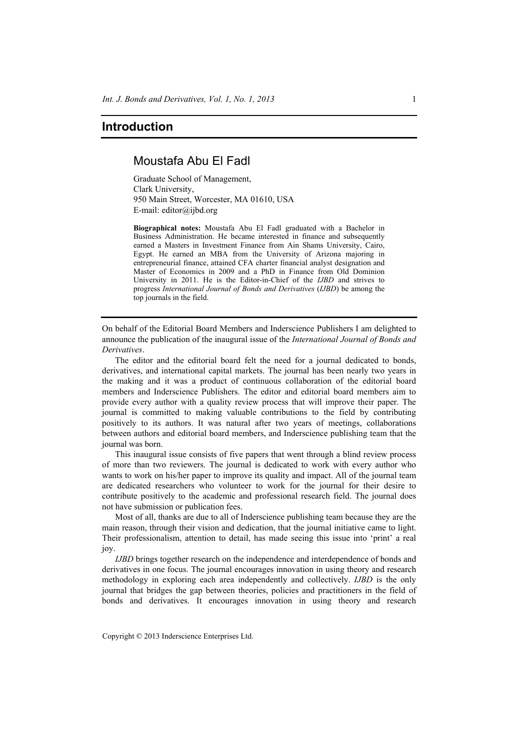# Introduction

## Moustafa Abu El Fadl

Graduate School of Management,
Clark University,
950 Main Street, Worcester, MA 01610, USA
E-mail: editor@ijbd.org

**Biographical notes:** Moustafa Abu El Fadl graduated with a Bachelor in Business Administration. He became interested in finance and subsequently earned a Masters in Investment Finance from Ain Shams University, Cairo, Egypt. He earned an MBA from the University of Arizona majoring in entrepreneurial finance, attained CFA charter financial analyst designation and Master of Economics in 2009 and a PhD in Finance from Old Dominion University in 2011. He is the Editor-in-Chief of the *IJBD* and strives to progress *International Journal of Bonds and Derivatives* (*IJBD*) be among the top journals in the field.

---

On behalf of the Editorial Board Members and Inderscience Publishers I am delighted to announce the publication of the inaugural issue of the *International Journal of Bonds and Derivatives*.

The editor and the editorial board felt the need for a journal dedicated to bonds, derivatives, and international capital markets. The journal has been nearly two years in the making and it was a product of continuous collaboration of the editorial board members and Inderscience Publishers. The editor and editorial board members aim to provide every author with a quality review process that will improve their paper. The journal is committed to making valuable contributions to the field by contributing positively to its authors. It was natural after two years of meetings, collaborations between authors and editorial board members, and Inderscience publishing team that the journal was born.

This inaugural issue consists of five papers that went through a blind review process of more than two reviewers. The journal is dedicated to work with every author who wants to work on his/her paper to improve its quality and impact. All of the journal team are dedicated researchers who volunteer to work for the journal for their desire to contribute positively to the academic and professional research field. The journal does not have submission or publication fees.

Most of all, thanks are due to all of Inderscience publishing team because they are the main reason, through their vision and dedication, that the journal initiative came to light. Their professionalism, attention to detail, has made seeing this issue into 'print' a real joy.

*IJBD* brings together research on the independence and interdependence of bonds and derivatives in one focus. The journal encourages innovation in using theory and research methodology in exploring each area independently and collectively. *IJBD* is the only journal that bridges the gap between theories, policies and practitioners in the field of bonds and derivatives. It encourages innovation in using theory and research

Copyright © 2013 Inderscience Enterprises Ltd.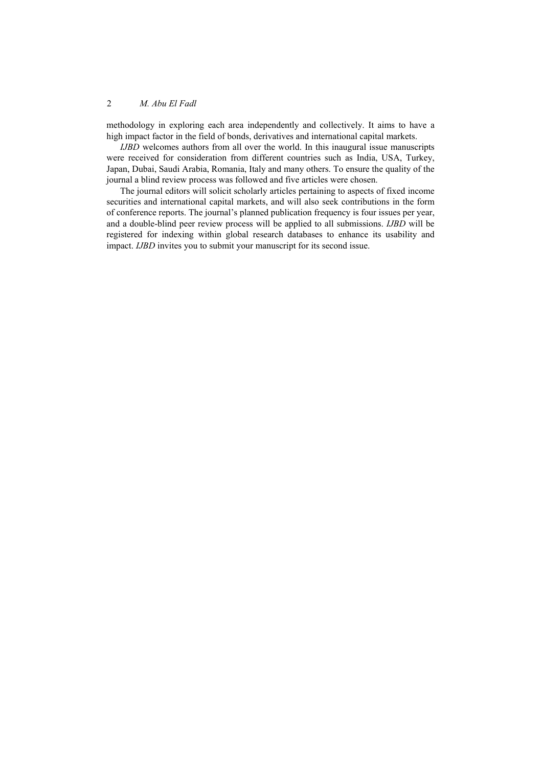methodology in exploring each area independently and collectively. It aims to have a high impact factor in the field of bonds, derivatives and international capital markets.

*IJBD* welcomes authors from all over the world. In this inaugural issue manuscripts were received for consideration from different countries such as India, USA, Turkey, Japan, Dubai, Saudi Arabia, Romania, Italy and many others. To ensure the quality of the journal a blind review process was followed and five articles were chosen.

The journal editors will solicit scholarly articles pertaining to aspects of fixed income securities and international capital markets, and will also seek contributions in the form of conference reports. The journal's planned publication frequency is four issues per year, and a double-blind peer review process will be applied to all submissions. *IJBD* will be registered for indexing within global research databases to enhance its usability and impact. *IJBD* invites you to submit your manuscript for its second issue.